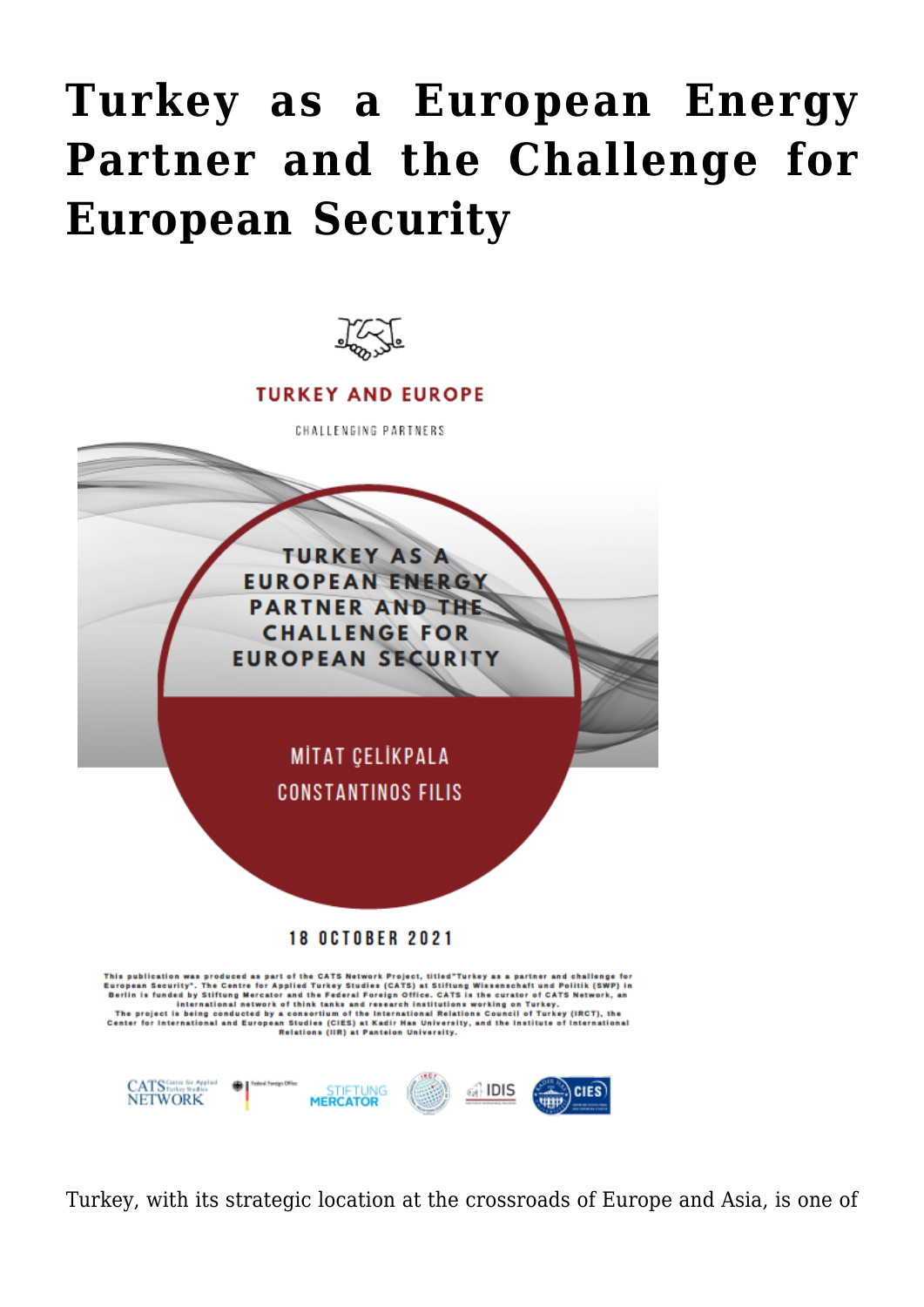# Turkey as a European Energy Partner and the Challenge for European Security

TURKEY AND EUROPE

CHALLENGING PARTNERS

TURKEY AS A EUROPEAN ENERGY PARTNER AND THE CHALLENGE FOR EUROPEAN SECURITY

MİTAT ÇELİKPALA

CONSTANTINOS FILIS

18 OCTOBER 2021

This publication was produced as part of the CATS Network Project, titled"Turkey as a partner and challenge for European Security". The Centre for Applied Turkey Studies (CATS) at Stiftung Wissenschaft und Politik (SWP) in Berlin is funded by Stiftung Mercator and the Federal Foreign Office. CATS is the curator of CATS Network, an international network of think tanks and research institutions working on Turkey. The project is being conducted by a consortium of the International Relations Council of Turkey (IRCT), the Center for International and European Studies (CIES) at Kadir Has University, and the Institute of International Relations (IIR) at Panteion University.

Turkey, with its strategic location at the crossroads of Europe and Asia, is one of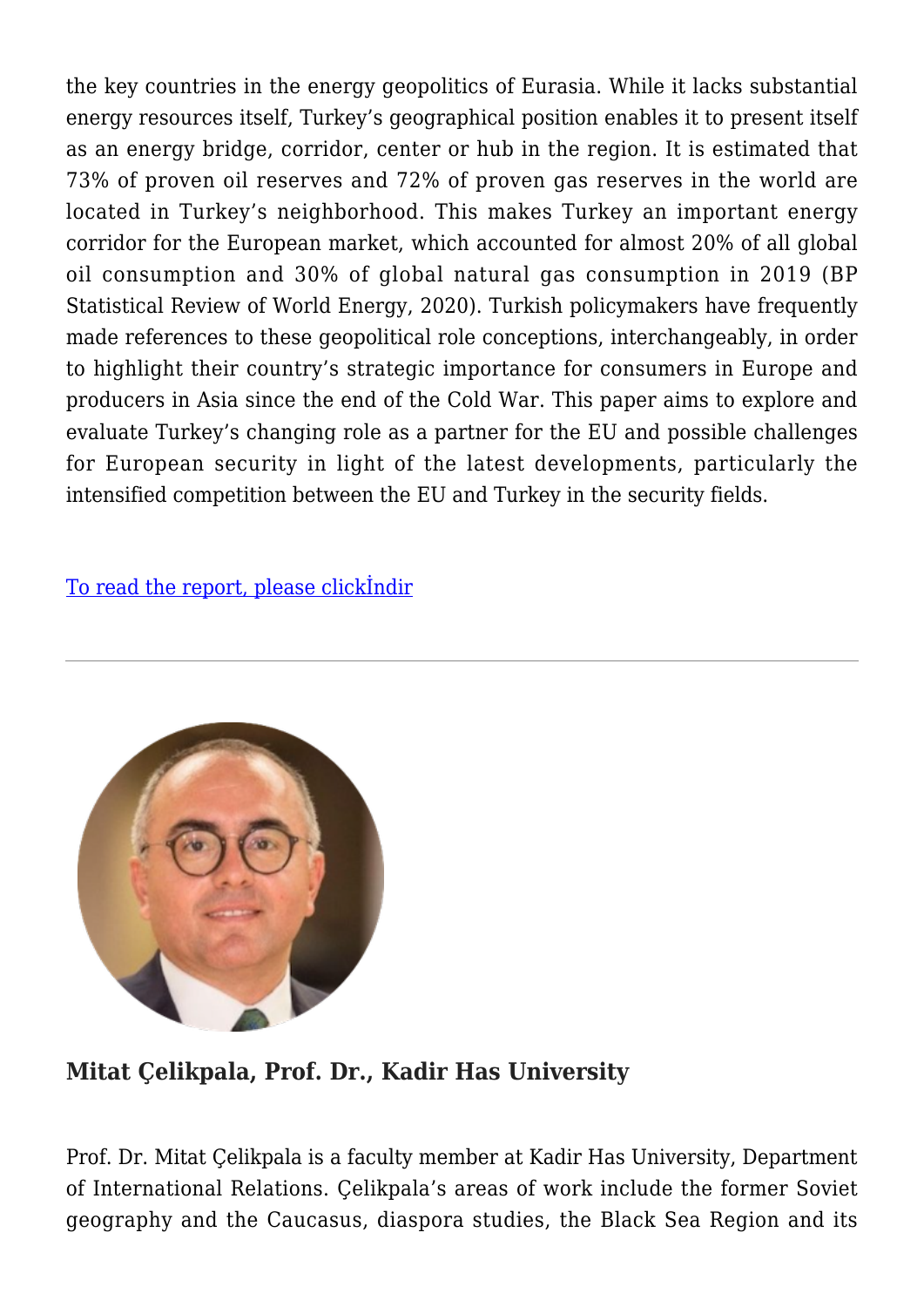the key countries in the energy geopolitics of Eurasia. While it lacks substantial energy resources itself, Turkey's geographical position enables it to present itself as an energy bridge, corridor, center or hub in the region. It is estimated that 73% of proven oil reserves and 72% of proven gas reserves in the world are located in Turkey's neighborhood. This makes Turkey an important energy corridor for the European market, which accounted for almost 20% of all global oil consumption and 30% of global natural gas consumption in 2019 (BP Statistical Review of World Energy, 2020). Turkish policymakers have frequently made references to these geopolitical role conceptions, interchangeably, in order to highlight their country's strategic importance for consumers in Europe and producers in Asia since the end of the Cold War. This paper aims to explore and evaluate Turkey's changing role as a partner for the EU and possible challenges for European security in light of the latest developments, particularly the intensified competition between the EU and Turkey in the security fields.

To read the report, please clickİndir

---

**Mitat Çelikpala, Prof. Dr., Kadir Has University**

Prof. Dr. Mitat Çelikpala is a faculty member at Kadir Has University, Department of International Relations. Çelikpala's areas of work include the former Soviet geography and the Caucasus, diaspora studies, the Black Sea Region and its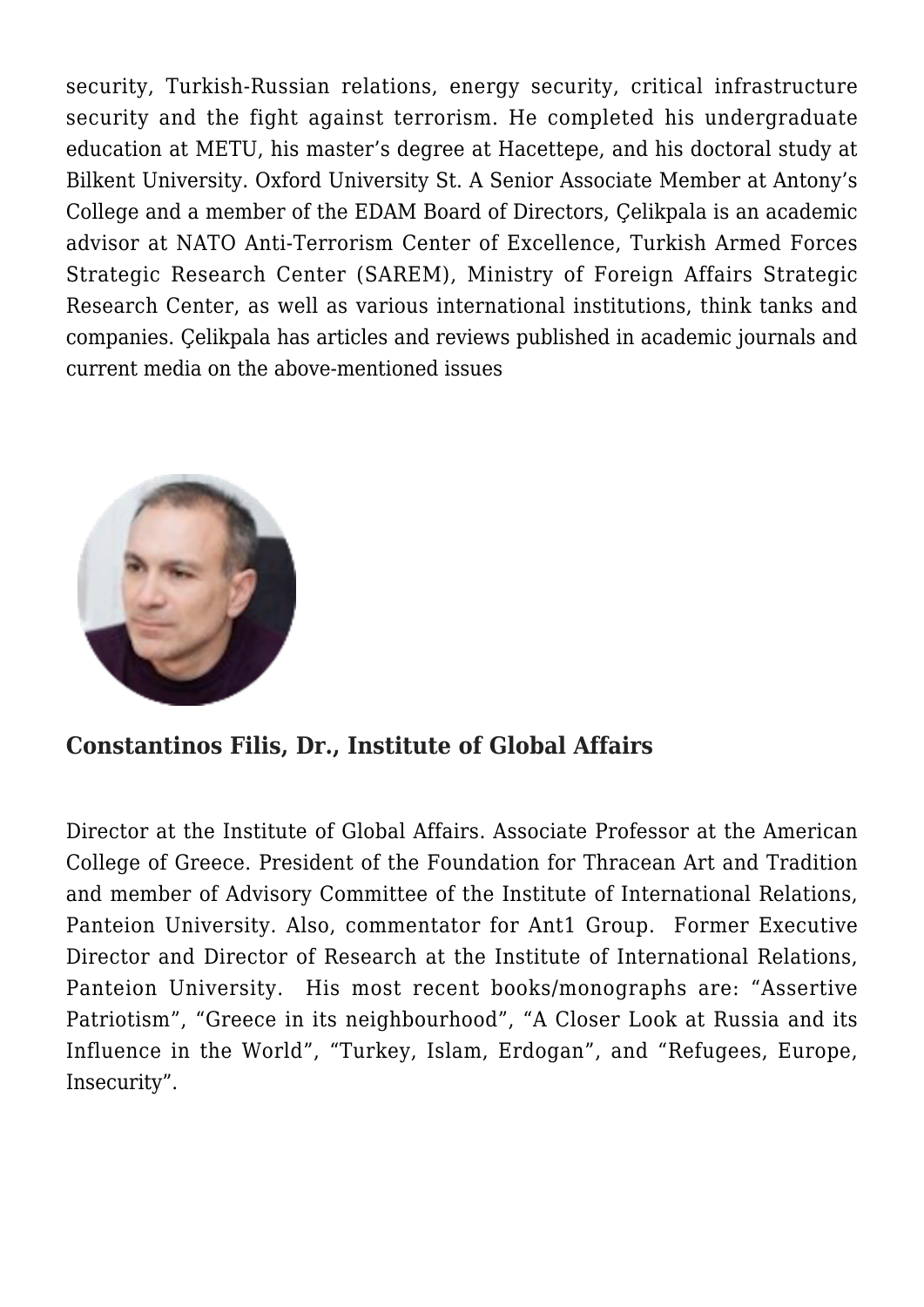security, Turkish-Russian relations, energy security, critical infrastructure security and the fight against terrorism. He completed his undergraduate education at METU, his master's degree at Hacettepe, and his doctoral study at Bilkent University. Oxford University St. A Senior Associate Member at Antony's College and a member of the EDAM Board of Directors, Çelikpala is an academic advisor at NATO Anti-Terrorism Center of Excellence, Turkish Armed Forces Strategic Research Center (SAREM), Ministry of Foreign Affairs Strategic Research Center, as well as various international institutions, think tanks and companies. Çelikpala has articles and reviews published in academic journals and current media on the above-mentioned issues

**Constantinos Filis, Dr., Institute of Global Affairs**

Director at the Institute of Global Affairs. Associate Professor at the American College of Greece. President of the Foundation for Thracean Art and Tradition and member of Advisory Committee of the Institute of International Relations, Panteion University. Also, commentator for Ant1 Group. Former Executive Director and Director of Research at the Institute of International Relations, Panteion University. His most recent books/monographs are: "Assertive Patriotism", "Greece in its neighbourhood", "A Closer Look at Russia and its Influence in the World", "Turkey, Islam, Erdogan", and "Refugees, Europe, Insecurity".